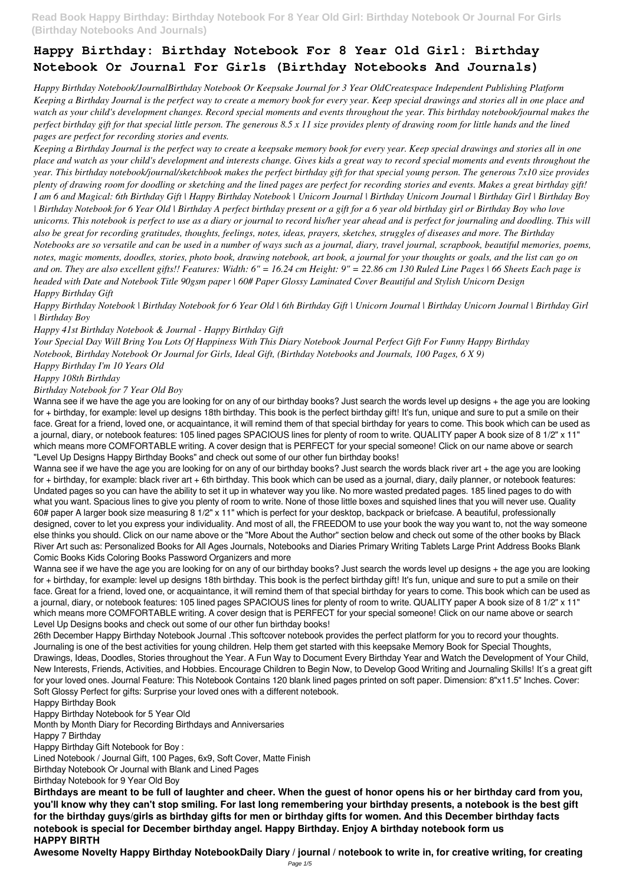# Happy Birthday: Birthday Notebook For 8 Year Old Girl: Birthday Notebook Or Journal For Girls (Birthday Notebooks And Journals)

*Happy Birthday Notebook/JournalBirthday Notebook Or Keepsake Journal for 3 Year OldCreatespace Independent Publishing Platform Keeping a Birthday Journal is the perfect way to create a memory book for every year. Keep special drawings and stories all in one place and watch as your child's development changes. Record special moments and events throughout the year. This birthday notebook/journal makes the perfect birthday gift for that special little person. The generous 8.5 x 11 size provides plenty of drawing room for little hands and the lined pages are perfect for recording stories and events.*

*Keeping a Birthday Journal is the perfect way to create a keepsake memory book for every year. Keep special drawings and stories all in one place and watch as your child's development and interests change. Gives kids a great way to record special moments and events throughout the year. This birthday notebook/journal/sketchbook makes the perfect birthday gift for that special young person. The generous 7x10 size provides plenty of drawing room for doodling or sketching and the lined pages are perfect for recording stories and events. Makes a great birthday gift!*

*I am 6 and Magical: 6th Birthday Gift | Happy Birthday Notebook | Unicorn Journal | Birthday Unicorn Journal | Birthday Girl | Birthday Boy | Birthday Notebook for 6 Year Old | Birthday A perfect birthday present or a gift for a 6 year old birthday girl or Birthday Boy who love unicorns. This notebook is perfect to use as a diary or journal to record his/her year ahead and is perfect for journaling and doodling. This will also be great for recording gratitudes, thoughts, feelings, notes, ideas, prayers, sketches, struggles of diseases and more. The Birthday Notebooks are so versatile and can be used in a number of ways such as a journal, diary, travel journal, scrapbook, beautiful memories, poems, notes, magic moments, doodles, stories, photo book, drawing notebook, art book, a journal for your thoughts or goals, and the list can go on and on. They are also excellent gifts!! Features: Width: 6" = 16.24 cm Height: 9" = 22.86 cm 130 Ruled Line Pages | 66 Sheets Each page is headed with Date and Notebook Title 90gsm paper | 60# Paper Glossy Laminated Cover Beautiful and Stylish Unicorn Design*

*Happy Birthday Gift*

*Happy Birthday Notebook | Birthday Notebook for 6 Year Old | 6th Birthday Gift | Unicorn Journal | Birthday Unicorn Journal | Birthday Girl | Birthday Boy*

*Happy 41st Birthday Notebook & Journal - Happy Birthday Gift*

*Your Special Day Will Bring You Lots Of Happiness With This Diary Notebook Journal Perfect Gift For Funny Happy Birthday*

*Notebook, Birthday Notebook Or Journal for Girls, Ideal Gift, (Birthday Notebooks and Journals, 100 Pages, 6 X 9)*

*Happy Birthday I'm 10 Years Old*

*Happy 108th Birthday*

*Birthday Notebook for 7 Year Old Boy*

Wanna see if we have the age you are looking for on any of our birthday books? Just search the words level up designs + the age you are looking for + birthday, for example: level up designs 18th birthday. This book is the perfect birthday gift! It's fun, unique and sure to put a smile on their face. Great for a friend, loved one, or acquaintance, it will remind them of that special birthday for years to come. This book which can be used as a journal, diary, or notebook features: 105 lined pages SPACIOUS lines for plenty of room to write. QUALITY paper A book size of 8 1/2" x 11" which means more COMFORTABLE writing. A cover design that is PERFECT for your special someone! Click on our name above or search "Level Up Designs Happy Birthday Books" and check out some of our other fun birthday books!

Wanna see if we have the age you are looking for on any of our birthday books? Just search the words black river art + the age you are looking for + birthday, for example: black river art + 6th birthday. This book which can be used as a journal, diary, daily planner, or notebook features: Undated pages so you can have the ability to set it up in whatever way you like. No more wasted predated pages. 185 lined pages to do with what you want. Spacious lines to give you plenty of room to write. None of those little boxes and squished lines that you will never use. Quality 60# paper A larger book size measuring 8 1/2" x 11" which is perfect for your desktop, backpack or briefcase. A beautiful, professionally designed, cover to let you express your individuality. And most of all, the FREEDOM to use your book the way you want to, not the way someone else thinks you should. Click on our name above or the "More About the Author" section below and check out some of the other books by Black River Art such as: Personalized Books for All Ages Journals, Notebooks and Diaries Primary Writing Tablets Large Print Address Books Blank Comic Books Kids Coloring Books Password Organizers and more

Wanna see if we have the age you are looking for on any of our birthday books? Just search the words level up designs + the age you are looking for + birthday, for example: level up designs 18th birthday. This book is the perfect birthday gift! It's fun, unique and sure to put a smile on their face. Great for a friend, loved one, or acquaintance, it will remind them of that special birthday for years to come. This book which can be used as a journal, diary, or notebook features: 105 lined pages SPACIOUS lines for plenty of room to write. QUALITY paper A book size of 8 1/2" x 11" which means more COMFORTABLE writing. A cover design that is PERFECT for your special someone! Click on our name above or search Level Up Designs books and check out some of our other fun birthday books!

26th December Happy Birthday Notebook Journal .This softcover notebook provides the perfect platform for you to record your thoughts. Journaling is one of the best activities for young children. Help them get started with this keepsake Memory Book for Special Thoughts, Drawings, Ideas, Doodles, Stories throughout the Year. A Fun Way to Document Every Birthday Year and Watch the Development of Your Child, New Interests, Friends, Activities, and Hobbies. Encourage Children to Begin Now, to Develop Good Writing and Journaling Skills! It´s a great gift for your loved ones. Journal Feature: This Notebook Contains 120 blank lined pages printed on soft paper. Dimension: 8"x11.5" Inches. Cover: Soft Glossy Perfect for gifts: Surprise your loved ones with a different notebook.

Happy Birthday Book
Happy Birthday Notebook for 5 Year Old
Month by Month Diary for Recording Birthdays and Anniversaries
Happy 7 Birthday
Happy Birthday Gift Notebook for Boy :
Lined Notebook / Journal Gift, 100 Pages, 6x9, Soft Cover, Matte Finish
Birthday Notebook Or Journal with Blank and Lined Pages
Birthday Notebook for 9 Year Old Boy

**Birthdays are meant to be full of laughter and cheer. When the guest of honor opens his or her birthday card from you, you'll know why they can't stop smiling. For last long remembering your birthday presents, a notebook is the best gift for the birthday guys/girls as birthday gifts for men or birthday gifts for women. And this December birthday facts notebook is special for December birthday angel. Happy Birthday. Enjoy A birthday notebook form us**

**HAPPY BIRTH**

**Awesome Novelty Happy Birthday NotebookDaily Diary / journal / notebook to write in, for creative writing, for creating**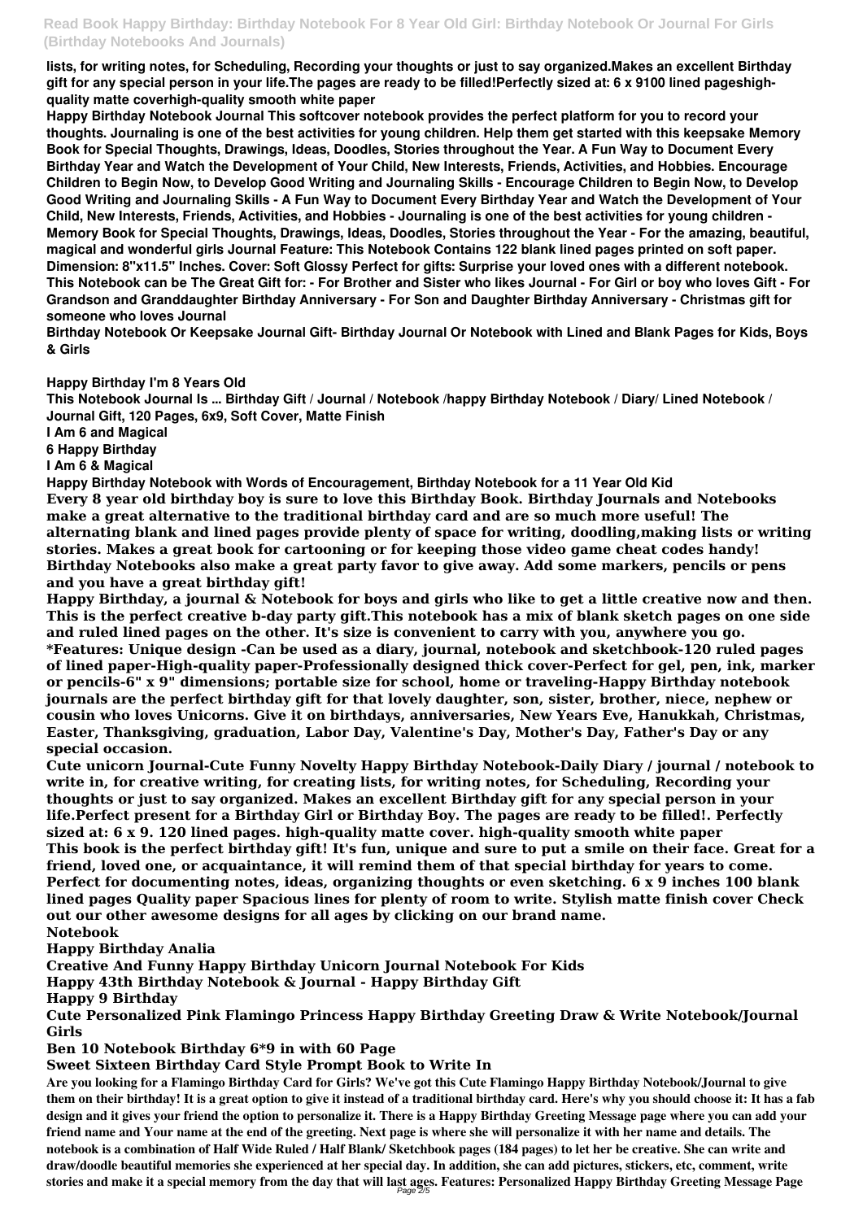lists, for writing notes, for Scheduling, Recording your thoughts or just to say organized.Makes an excellent Birthday gift for any special person in your life.The pages are ready to be filled!Perfectly sized at: 6 x 9100 lined pageshigh-quality matte coverhigh-quality smooth white paper

Happy Birthday Notebook Journal This softcover notebook provides the perfect platform for you to record your thoughts. Journaling is one of the best activities for young children. Help them get started with this keepsake Memory Book for Special Thoughts, Drawings, Ideas, Doodles, Stories throughout the Year. A Fun Way to Document Every Birthday Year and Watch the Development of Your Child, New Interests, Friends, Activities, and Hobbies. Encourage Children to Begin Now, to Develop Good Writing and Journaling Skills - Encourage Children to Begin Now, to Develop Good Writing and Journaling Skills - A Fun Way to Document Every Birthday Year and Watch the Development of Your Child, New Interests, Friends, Activities, and Hobbies - Journaling is one of the best activities for young children - Memory Book for Special Thoughts, Drawings, Ideas, Doodles, Stories throughout the Year - For the amazing, beautiful, magical and wonderful girls Journal Feature: This Notebook Contains 122 blank lined pages printed on soft paper. Dimension: 8"x11.5" Inches. Cover: Soft Glossy Perfect for gifts: Surprise your loved ones with a different notebook. This Notebook can be The Great Gift for: - For Brother and Sister who likes Journal - For Girl or boy who loves Gift - For Grandson and Granddaughter Birthday Anniversary - For Son and Daughter Birthday Anniversary - Christmas gift for someone who loves Journal

Birthday Notebook Or Keepsake Journal Gift- Birthday Journal Or Notebook with Lined and Blank Pages for Kids, Boys & Girls

Happy Birthday I'm 8 Years Old

This Notebook Journal Is ... Birthday Gift / Journal / Notebook /happy Birthday Notebook / Diary/ Lined Notebook / Journal Gift, 120 Pages, 6x9, Soft Cover, Matte Finish

I Am 6 and Magical

6 Happy Birthday

I Am 6 & Magical

Happy Birthday Notebook with Words of Encouragement, Birthday Notebook for a 11 Year Old Kid

**Every 8 year old birthday boy is sure to love this Birthday Book. Birthday Journals and Notebooks make a great alternative to the traditional birthday card and are so much more useful! The alternating blank and lined pages provide plenty of space for writing, doodling,making lists or writing stories. Makes a great book for cartooning or for keeping those video game cheat codes handy! Birthday Notebooks also make a great party favor to give away. Add some markers, pencils or pens and you have a great birthday gift!**

**Happy Birthday, a journal & Notebook for boys and girls who like to get a little creative now and then. This is the perfect creative b-day party gift.This notebook has a mix of blank sketch pages on one side and ruled lined pages on the other. It's size is convenient to carry with you, anywhere you go. *Features: Unique design -Can be used as a diary, journal, notebook and sketchbook-120 ruled pages of lined paper-High-quality paper-Professionally designed thick cover-Perfect for gel, pen, ink, marker or pencils-6" x 9" dimensions; portable size for school, home or traveling-Happy Birthday notebook journals are the perfect birthday gift for that lovely daughter, son, sister, brother, niece, nephew or cousin who loves Unicorns. Give it on birthdays, anniversaries, New Years Eve, Hanukkah, Christmas, Easter, Thanksgiving, graduation, Labor Day, Valentine's Day, Mother's Day, Father's Day or any special occasion.**

**Cute unicorn Journal-Cute Funny Novelty Happy Birthday Notebook-Daily Diary / journal / notebook to write in, for creative writing, for creating lists, for writing notes, for Scheduling, Recording your thoughts or just to say organized. Makes an excellent Birthday gift for any special person in your life.Perfect present for a Birthday Girl or Birthday Boy. The pages are ready to be filled!. Perfectly sized at: 6 x 9. 120 lined pages. high-quality matte cover. high-quality smooth white paper**

**This book is the perfect birthday gift! It's fun, unique and sure to put a smile on their face. Great for a friend, loved one, or acquaintance, it will remind them of that special birthday for years to come. Perfect for documenting notes, ideas, organizing thoughts or even sketching. 6 x 9 inches 100 blank lined pages Quality paper Spacious lines for plenty of room to write. Stylish matte finish cover Check out our other awesome designs for all ages by clicking on our brand name.**

**Notebook**

**Happy Birthday Analia**

**Creative And Funny Happy Birthday Unicorn Journal Notebook For Kids**

**Happy 43th Birthday Notebook & Journal - Happy Birthday Gift**

**Happy 9 Birthday**

**Cute Personalized Pink Flamingo Princess Happy Birthday Greeting Draw & Write Notebook/Journal Girls**

**Ben 10 Notebook Birthday 6*9 in with 60 Page**

**Sweet Sixteen Birthday Card Style Prompt Book to Write In**

Are you looking for a Flamingo Birthday Card for Girls? We've got this Cute Flamingo Happy Birthday Notebook/Journal to give them on their birthday! It is a great option to give it instead of a traditional birthday card. Here's why you should choose it: It has a fab design and it gives your friend the option to personalize it. There is a Happy Birthday Greeting Message page where you can add your friend name and Your name at the end of the greeting. Next page is where she will personalize it with her name and details. The notebook is a combination of Half Wide Ruled / Half Blank/ Sketchbook pages (184 pages) to let her be creative. She can write and draw/doodle beautiful memories she experienced at her special day. In addition, she can add pictures, stickers, etc, comment, write stories and make it a special memory from the day that will last ages. Features: Personalized Happy Birthday Greeting Message Page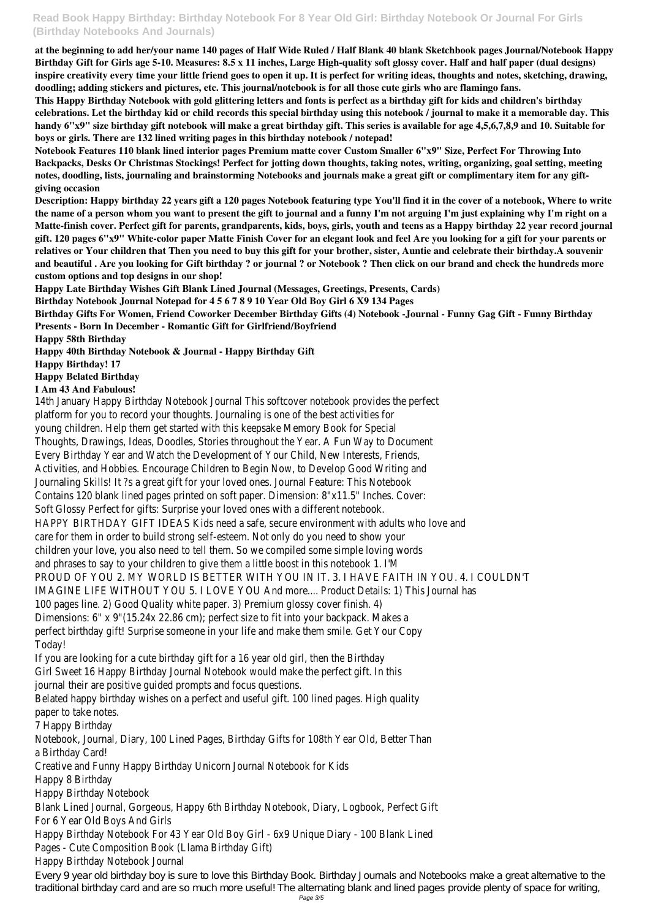**at the beginning to add her/your name 140 pages of Half Wide Ruled / Half Blank 40 blank Sketchbook pages Journal/Notebook Happy Birthday Gift for Girls age 5-10. Measures: 8.5 x 11 inches, Large High-quality soft glossy cover. Half and half paper (dual designs) inspire creativity every time your little friend goes to open it up. It is perfect for writing ideas, thoughts and notes, sketching, drawing, doodling; adding stickers and pictures, etc. This journal/notebook is for all those cute girls who are flamingo fans.**

**This Happy Birthday Notebook with gold glittering letters and fonts is perfect as a birthday gift for kids and children's birthday celebrations. Let the birthday kid or child records this special birthday using this notebook / journal to make it a memorable day. This handy 6"x9" size birthday gift notebook will make a great birthday gift. This series is available for age 4,5,6,7,8,9 and 10. Suitable for boys or girls. There are 132 lined writing pages in this birthday notebook / notepad!**

**Notebook Features 110 blank lined interior pages Premium matte cover Custom Smaller 6"x9" Size, Perfect For Throwing Into Backpacks, Desks Or Christmas Stockings! Perfect for jotting down thoughts, taking notes, writing, organizing, goal setting, meeting notes, doodling, lists, journaling and brainstorming Notebooks and journals make a great gift or complimentary item for any gift-giving occasion**

**Description: Happy birthday 22 years gift a 120 pages Notebook featuring type You'll find it in the cover of a notebook, Where to write the name of a person whom you want to present the gift to journal and a funny I'm not arguing I'm just explaining why I'm right on a Matte-finish cover. Perfect gift for parents, grandparents, kids, boys, girls, youth and teens as a Happy birthday 22 year record journal gift. 120 pages 6"x9" White-color paper Matte Finish Cover for an elegant look and feel Are you looking for a gift for your parents or relatives or Your children that Then you need to buy this gift for your brother, sister, Auntie and celebrate their birthday.A souvenir and beautiful . Are you looking for Gift birthday ? or journal ? or Notebook ? Then click on our brand and check the hundreds more custom options and top designs in our shop!**

**Happy Late Birthday Wishes Gift Blank Lined Journal (Messages, Greetings, Presents, Cards)**

**Birthday Notebook Journal Notepad for 4 5 6 7 8 9 10 Year Old Boy Girl 6 X9 134 Pages**

**Birthday Gifts For Women, Friend Coworker December Birthday Gifts (4) Notebook -Journal - Funny Gag Gift - Funny Birthday Presents - Born In December - Romantic Gift for Girlfriend/Boyfriend**

**Happy 58th Birthday**

**Happy 40th Birthday Notebook & Journal - Happy Birthday Gift**

**Happy Birthday! 17**

**Happy Belated Birthday**

**I Am 43 And Fabulous!**

14th January Happy Birthday Notebook Journal This softcover notebook provides the perfect platform for you to record your thoughts. Journaling is one of the best activities for young children. Help them get started with this keepsake Memory Book for Special Thoughts, Drawings, Ideas, Doodles, Stories throughout the Year. A Fun Way to Document Every Birthday Year and Watch the Development of Your Child, New Interests, Friends, Activities, and Hobbies. Encourage Children to Begin Now, to Develop Good Writing and Journaling Skills! It ?s a great gift for your loved ones. Journal Feature: This Notebook Contains 120 blank lined pages printed on soft paper. Dimension: 8"x11.5" Inches. Cover: Soft Glossy Perfect for gifts: Surprise your loved ones with a different notebook.

HAPPY BIRTHDAY GIFT IDEAS Kids need a safe, secure environment with adults who love and care for them in order to build strong self-esteem. Not only do you need to show your children your love, you also need to tell them. So we compiled some simple loving words and phrases to say to your children to give them a little boost in this notebook 1. I'M PROUD OF YOU 2. MY WORLD IS BETTER WITH YOU IN IT. 3. I HAVE FAITH IN YOU. 4. I COULDN'T IMAGINE LIFE WITHOUT YOU 5. I LOVE YOU And more.... Product Details: 1) This Journal has 100 pages line. 2) Good Quality white paper. 3) Premium glossy cover finish. 4) Dimensions: 6" x 9"(15.24x 22.86 cm); perfect size to fit into your backpack. Makes a perfect birthday gift! Surprise someone in your life and make them smile. Get Your Copy Today!

If you are looking for a cute birthday gift for a 16 year old girl, then the Birthday Girl Sweet 16 Happy Birthday Journal Notebook would make the perfect gift. In this journal their are positive guided prompts and focus questions.

Belated happy birthday wishes on a perfect and useful gift. 100 lined pages. High quality paper to take notes.

7 Happy Birthday

Notebook, Journal, Diary, 100 Lined Pages, Birthday Gifts for 108th Year Old, Better Than a Birthday Card!

Creative and Funny Happy Birthday Unicorn Journal Notebook for Kids

Happy 8 Birthday

Happy Birthday Notebook

Blank Lined Journal, Gorgeous, Happy 6th Birthday Notebook, Diary, Logbook, Perfect Gift For 6 Year Old Boys And Girls

Happy Birthday Notebook For 43 Year Old Boy Girl - 6x9 Unique Diary - 100 Blank Lined Pages - Cute Composition Book (Llama Birthday Gift)

Happy Birthday Notebook Journal

Every 9 year old birthday boy is sure to love this Birthday Book. Birthday Journals and Notebooks make a great alternative to the traditional birthday card and are so much more useful! The alternating blank and lined pages provide plenty of space for writing,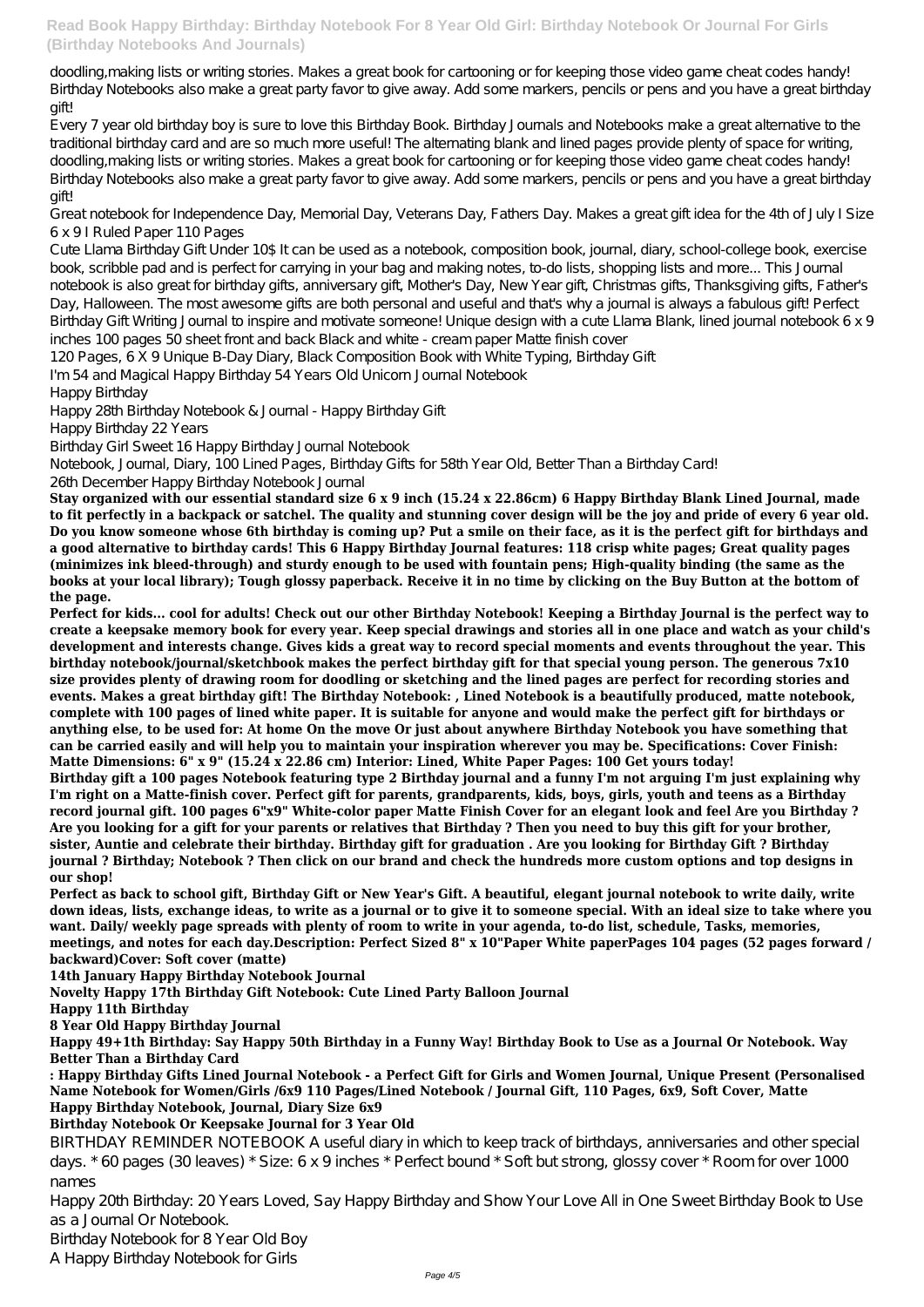doodling,making lists or writing stories. Makes a great book for cartooning or for keeping those video game cheat codes handy! Birthday Notebooks also make a great party favor to give away. Add some markers, pencils or pens and you have a great birthday gift!

Every 7 year old birthday boy is sure to love this Birthday Book. Birthday Journals and Notebooks make a great alternative to the traditional birthday card and are so much more useful! The alternating blank and lined pages provide plenty of space for writing, doodling,making lists or writing stories. Makes a great book for cartooning or for keeping those video game cheat codes handy! Birthday Notebooks also make a great party favor to give away. Add some markers, pencils or pens and you have a great birthday gift!

Great notebook for Independence Day, Memorial Day, Veterans Day, Fathers Day. Makes a great gift idea for the 4th of July I Size 6 x 9 I Ruled Paper 110 Pages

Cute Llama Birthday Gift Under 10$ It can be used as a notebook, composition book, journal, diary, school-college book, exercise book, scribble pad and is perfect for carrying in your bag and making notes, to-do lists, shopping lists and more... This Journal notebook is also great for birthday gifts, anniversary gift, Mother's Day, New Year gift, Christmas gifts, Thanksgiving gifts, Father's Day, Halloween. The most awesome gifts are both personal and useful and that's why a journal is always a fabulous gift! Perfect Birthday Gift Writing Journal to inspire and motivate someone! Unique design with a cute Llama Blank, lined journal notebook 6 x 9 inches 100 pages 50 sheet front and back Black and white - cream paper Matte finish cover

120 Pages, 6 X 9 Unique B-Day Diary, Black Composition Book with White Typing, Birthday Gift

I'm 54 and Magical Happy Birthday 54 Years Old Unicorn Journal Notebook

Happy Birthday

Happy 28th Birthday Notebook & Journal - Happy Birthday Gift

Happy Birthday 22 Years

Birthday Girl Sweet 16 Happy Birthday Journal Notebook

Notebook, Journal, Diary, 100 Lined Pages, Birthday Gifts for 58th Year Old, Better Than a Birthday Card!

26th December Happy Birthday Notebook Journal

**Stay organized with our essential standard size 6 x 9 inch (15.24 x 22.86cm) 6 Happy Birthday Blank Lined Journal, made to fit perfectly in a backpack or satchel. The quality and stunning cover design will be the joy and pride of every 6 year old. Do you know someone whose 6th birthday is coming up? Put a smile on their face, as it is the perfect gift for birthdays and a good alternative to birthday cards! This 6 Happy Birthday Journal features: 118 crisp white pages; Great quality pages (minimizes ink bleed-through) and sturdy enough to be used with fountain pens; High-quality binding (the same as the books at your local library); Tough glossy paperback. Receive it in no time by clicking on the Buy Button at the bottom of the page.**

**Perfect for kids... cool for adults! Check out our other Birthday Notebook! Keeping a Birthday Journal is the perfect way to create a keepsake memory book for every year. Keep special drawings and stories all in one place and watch as your child's development and interests change. Gives kids a great way to record special moments and events throughout the year. This birthday notebook/journal/sketchbook makes the perfect birthday gift for that special young person. The generous 7x10 size provides plenty of drawing room for doodling or sketching and the lined pages are perfect for recording stories and events. Makes a great birthday gift! The Birthday Notebook: , Lined Notebook is a beautifully produced, matte notebook, complete with 100 pages of lined white paper. It is suitable for anyone and would make the perfect gift for birthdays or anything else, to be used for: At home On the move Or just about anywhere Birthday Notebook you have something that can be carried easily and will help you to maintain your inspiration wherever you may be. Specifications: Cover Finish: Matte Dimensions: 6" x 9" (15.24 x 22.86 cm) Interior: Lined, White Paper Pages: 100 Get yours today!**

**Birthday gift a 100 pages Notebook featuring type 2 Birthday journal and a funny I'm not arguing I'm just explaining why I'm right on a Matte-finish cover. Perfect gift for parents, grandparents, kids, boys, girls, youth and teens as a Birthday record journal gift. 100 pages 6"x9" White-color paper Matte Finish Cover for an elegant look and feel Are you Birthday ? Are you looking for a gift for your parents or relatives that Birthday ? Then you need to buy this gift for your brother, sister, Auntie and celebrate their birthday. Birthday gift for graduation . Are you looking for Birthday Gift ? Birthday journal ? Birthday; Notebook ? Then click on our brand and check the hundreds more custom options and top designs in our shop!**

**Perfect as back to school gift, Birthday Gift or New Year's Gift. A beautiful, elegant journal notebook to write daily, write down ideas, lists, exchange ideas, to write as a journal or to give it to someone special. With an ideal size to take where you want. Daily/ weekly page spreads with plenty of room to write in your agenda, to-do list, schedule, Tasks, memories, meetings, and notes for each day.Description: Perfect Sized 8" x 10"Paper White paperPages 104 pages (52 pages forward / backward)Cover: Soft cover (matte)**

**14th January Happy Birthday Notebook Journal**

**Novelty Happy 17th Birthday Gift Notebook: Cute Lined Party Balloon Journal**

**Happy 11th Birthday**

**8 Year Old Happy Birthday Journal**

**Happy 49+1th Birthday: Say Happy 50th Birthday in a Funny Way! Birthday Book to Use as a Journal Or Notebook. Way Better Than a Birthday Card**

**: Happy Birthday Gifts Lined Journal Notebook - a Perfect Gift for Girls and Women Journal, Unique Present (Personalised Name Notebook for Women/Girls /6x9 110 Pages/Lined Notebook / Journal Gift, 110 Pages, 6x9, Soft Cover, Matte**

**Happy Birthday Notebook, Journal, Diary Size 6x9**

**Birthday Notebook Or Keepsake Journal for 3 Year Old**

BIRTHDAY REMINDER NOTEBOOK A useful diary in which to keep track of birthdays, anniversaries and other special days. * 60 pages (30 leaves) * Size: 6 x 9 inches * Perfect bound * Soft but strong, glossy cover * Room for over 1000 names

Happy 20th Birthday: 20 Years Loved, Say Happy Birthday and Show Your Love All in One Sweet Birthday Book to Use as a Journal Or Notebook.

Birthday Notebook for 8 Year Old Boy

A Happy Birthday Notebook for Girls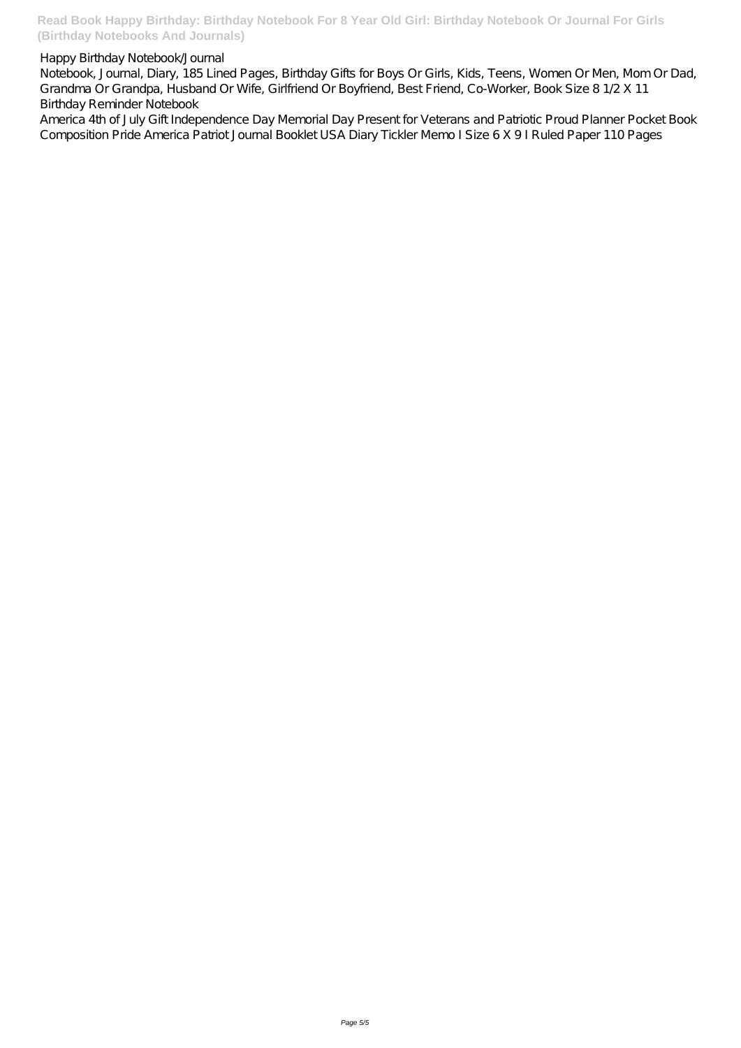Happy Birthday Notebook/Journal

Notebook, Journal, Diary, 185 Lined Pages, Birthday Gifts for Boys Or Girls, Kids, Teens, Women Or Men, Mom Or Dad, Grandma Or Grandpa, Husband Or Wife, Girlfriend Or Boyfriend, Best Friend, Co-Worker, Book Size 8 1/2 X 11

Birthday Reminder Notebook

America 4th of July Gift Independence Day Memorial Day Present for Veterans and Patriotic Proud Planner Pocket Book Composition Pride America Patriot Journal Booklet USA Diary Tickler Memo I Size 6 X 9 I Ruled Paper 110 Pages